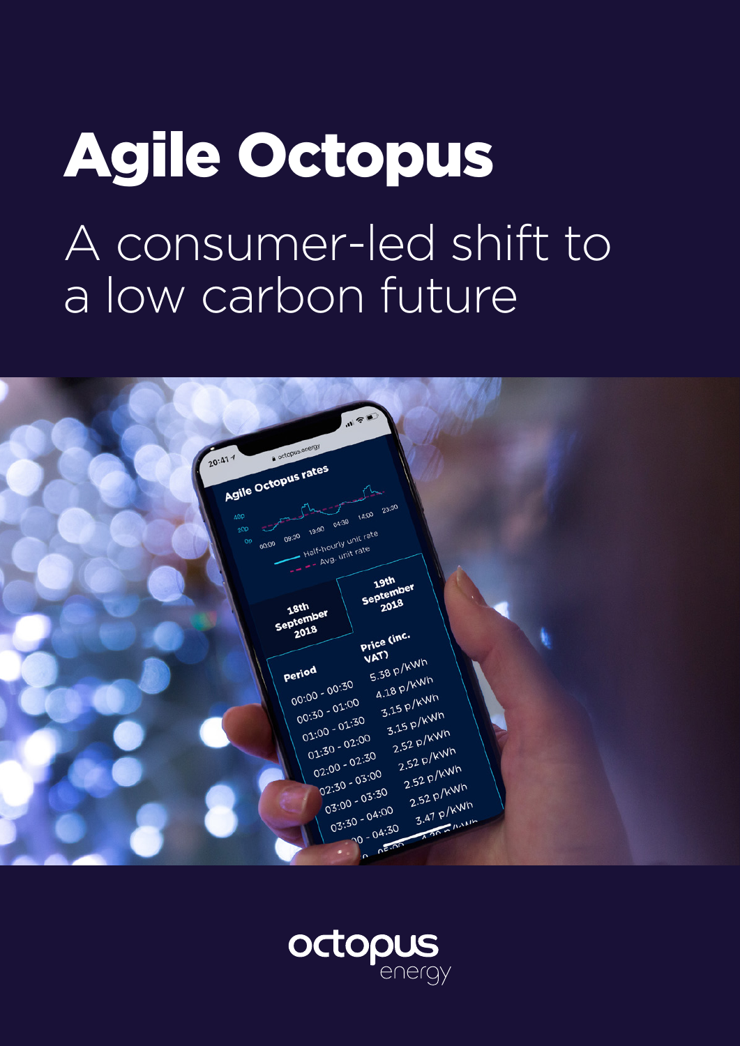# Agile Octopus

## A consumer-led shift to a low carbon future

octopus energy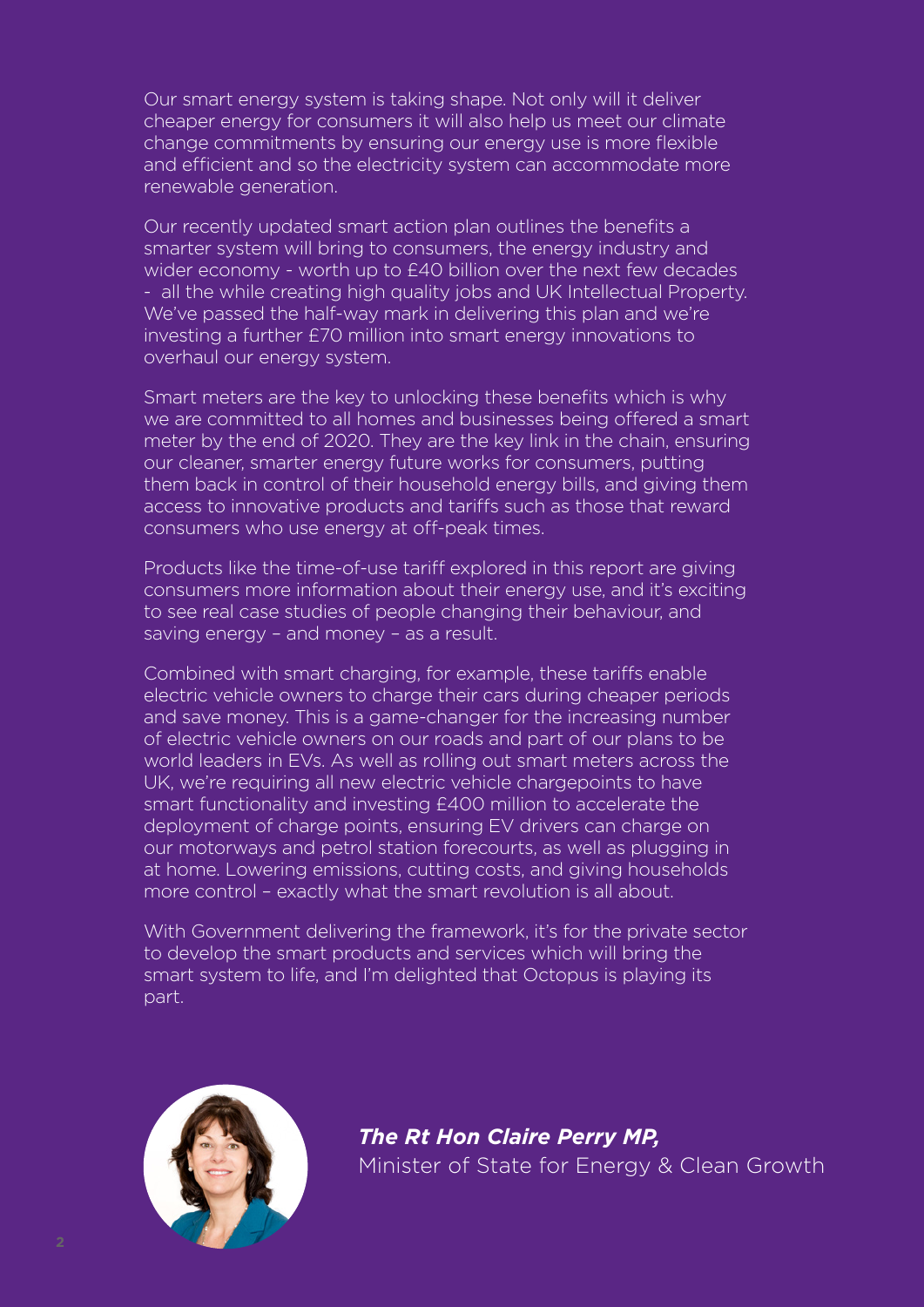Our smart energy system is taking shape. Not only will it deliver cheaper energy for consumers it will also help us meet our climate change commitments by ensuring our energy use is more flexible and efficient and so the electricity system can accommodate more renewable generation.

Our recently updated smart action plan outlines the benefits a smarter system will bring to consumers, the energy industry and wider economy - worth up to £40 billion over the next few decades - all the while creating high quality jobs and UK Intellectual Property. We've passed the half-way mark in delivering this plan and we're investing a further £70 million into smart energy innovations to overhaul our energy system.

Smart meters are the key to unlocking these benefits which is why we are committed to all homes and businesses being offered a smart meter by the end of 2020. They are the key link in the chain, ensuring our cleaner, smarter energy future works for consumers, putting them back in control of their household energy bills, and giving them access to innovative products and tariffs such as those that reward consumers who use energy at off-peak times.

Products like the time-of-use tariff explored in this report are giving consumers more information about their energy use, and it's exciting to see real case studies of people changing their behaviour, and saving energy – and money – as a result.

Combined with smart charging, for example, these tariffs enable electric vehicle owners to charge their cars during cheaper periods and save money. This is a game-changer for the increasing number of electric vehicle owners on our roads and part of our plans to be world leaders in EVs. As well as rolling out smart meters across the UK, we're requiring all new electric vehicle chargepoints to have smart functionality and investing £400 million to accelerate the deployment of charge points, ensuring EV drivers can charge on our motorways and petrol station forecourts, as well as plugging in at home. Lowering emissions, cutting costs, and giving households more control – exactly what the smart revolution is all about.

With Government delivering the framework, it's for the private sector to develop the smart products and services which will bring the smart system to life, and I'm delighted that Octopus is playing its part.

***The Rt Hon Claire Perry MP,***
Minister of State for Energy & Clean Growth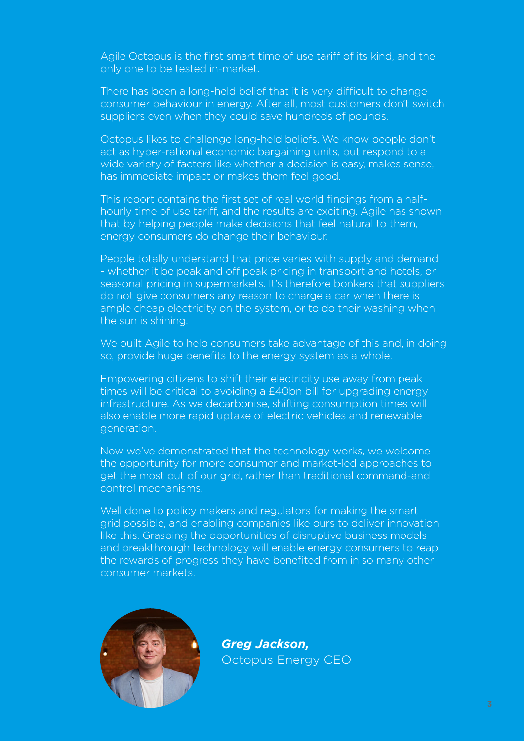Agile Octopus is the first smart time of use tariff of its kind, and the only one to be tested in-market.

There has been a long-held belief that it is very difficult to change consumer behaviour in energy. After all, most customers don't switch suppliers even when they could save hundreds of pounds.

Octopus likes to challenge long-held beliefs. We know people don't act as hyper-rational economic bargaining units, but respond to a wide variety of factors like whether a decision is easy, makes sense, has immediate impact or makes them feel good.

This report contains the first set of real world findings from a half-hourly time of use tariff, and the results are exciting. Agile has shown that by helping people make decisions that feel natural to them, energy consumers do change their behaviour.

People totally understand that price varies with supply and demand - whether it be peak and off peak pricing in transport and hotels, or seasonal pricing in supermarkets. It's therefore bonkers that suppliers do not give consumers any reason to charge a car when there is ample cheap electricity on the system, or to do their washing when the sun is shining.

We built Agile to help consumers take advantage of this and, in doing so, provide huge benefits to the energy system as a whole.

Empowering citizens to shift their electricity use away from peak times will be critical to avoiding a £40bn bill for upgrading energy infrastructure. As we decarbonise, shifting consumption times will also enable more rapid uptake of electric vehicles and renewable generation.

Now we've demonstrated that the technology works, we welcome the opportunity for more consumer and market-led approaches to get the most out of our grid, rather than traditional command-and control mechanisms.

Well done to policy makers and regulators for making the smart grid possible, and enabling companies like ours to deliver innovation like this. Grasping the opportunities of disruptive business models and breakthrough technology will enable energy consumers to reap the rewards of progress they have benefited from in so many other consumer markets.

***Greg Jackson,***
Octopus Energy CEO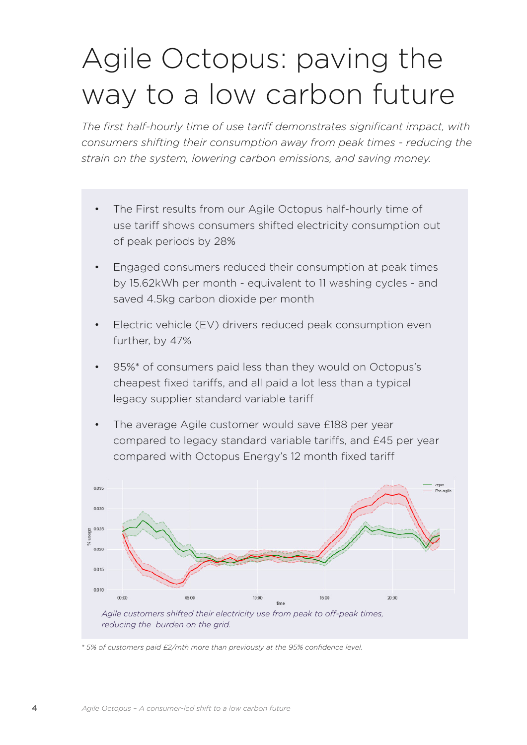# Agile Octopus: paving the way to a low carbon future

*The first half-hourly time of use tariff demonstrates significant impact, with consumers shifting their consumption away from peak times - reducing the strain on the system, lowering carbon emissions, and saving money.*

- The First results from our Agile Octopus half-hourly time of use tariff shows consumers shifted electricity consumption out of peak periods by 28%
- Engaged consumers reduced their consumption at peak times by 15.62kWh per month - equivalent to 11 washing cycles - and saved 4.5kg carbon dioxide per month
- Electric vehicle (EV) drivers reduced peak consumption even further, by 47%
- 95%* of consumers paid less than they would on Octopus's cheapest fixed tariffs, and all paid a lot less than a typical legacy supplier standard variable tariff
- The average Agile customer would save £188 per year compared to legacy standard variable tariffs, and £45 per year compared with Octopus Energy's 12 month fixed tariff

*Agile customers shifted their electricity use from peak to off-peak times, reducing the burden on the grid.*

*\* 5% of customers paid £2/mth more than previously at the 95% confidence level.*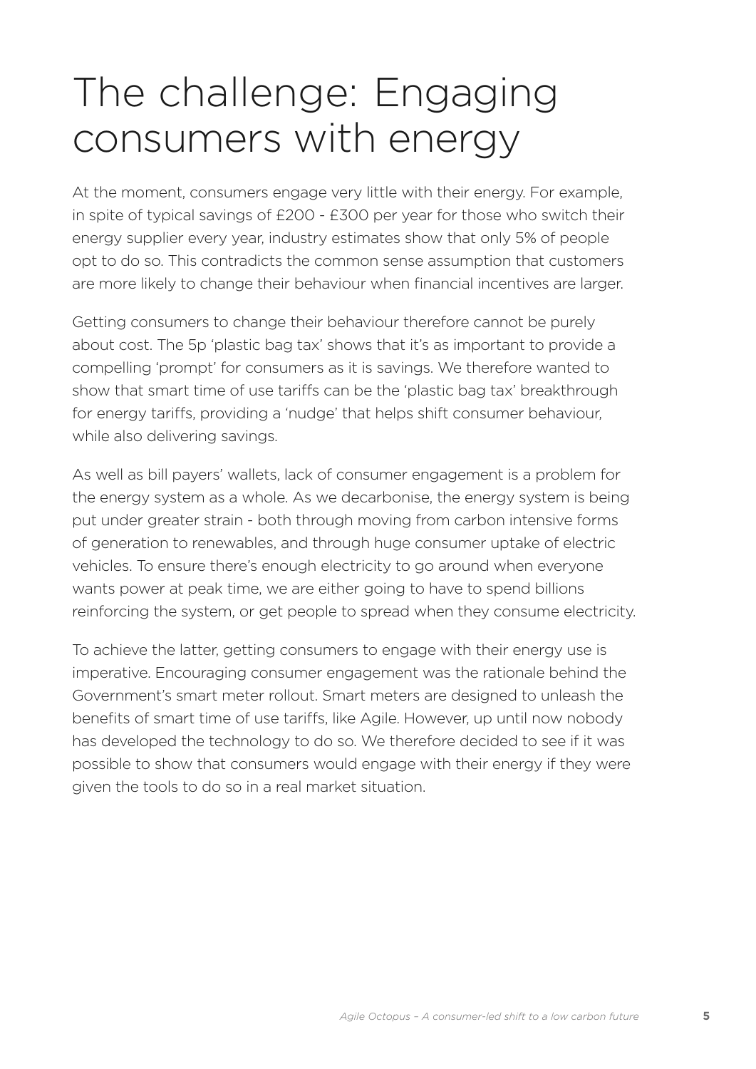# The challenge: Engaging consumers with energy

At the moment, consumers engage very little with their energy. For example, in spite of typical savings of £200 - £300 per year for those who switch their energy supplier every year, industry estimates show that only 5% of people opt to do so. This contradicts the common sense assumption that customers are more likely to change their behaviour when financial incentives are larger.

Getting consumers to change their behaviour therefore cannot be purely about cost. The 5p 'plastic bag tax' shows that it's as important to provide a compelling 'prompt' for consumers as it is savings. We therefore wanted to show that smart time of use tariffs can be the 'plastic bag tax' breakthrough for energy tariffs, providing a 'nudge' that helps shift consumer behaviour, while also delivering savings.

As well as bill payers' wallets, lack of consumer engagement is a problem for the energy system as a whole. As we decarbonise, the energy system is being put under greater strain - both through moving from carbon intensive forms of generation to renewables, and through huge consumer uptake of electric vehicles. To ensure there's enough electricity to go around when everyone wants power at peak time, we are either going to have to spend billions reinforcing the system, or get people to spread when they consume electricity.

To achieve the latter, getting consumers to engage with their energy use is imperative. Encouraging consumer engagement was the rationale behind the Government's smart meter rollout. Smart meters are designed to unleash the benefits of smart time of use tariffs, like Agile. However, up until now nobody has developed the technology to do so. We therefore decided to see if it was possible to show that consumers would engage with their energy if they were given the tools to do so in a real market situation.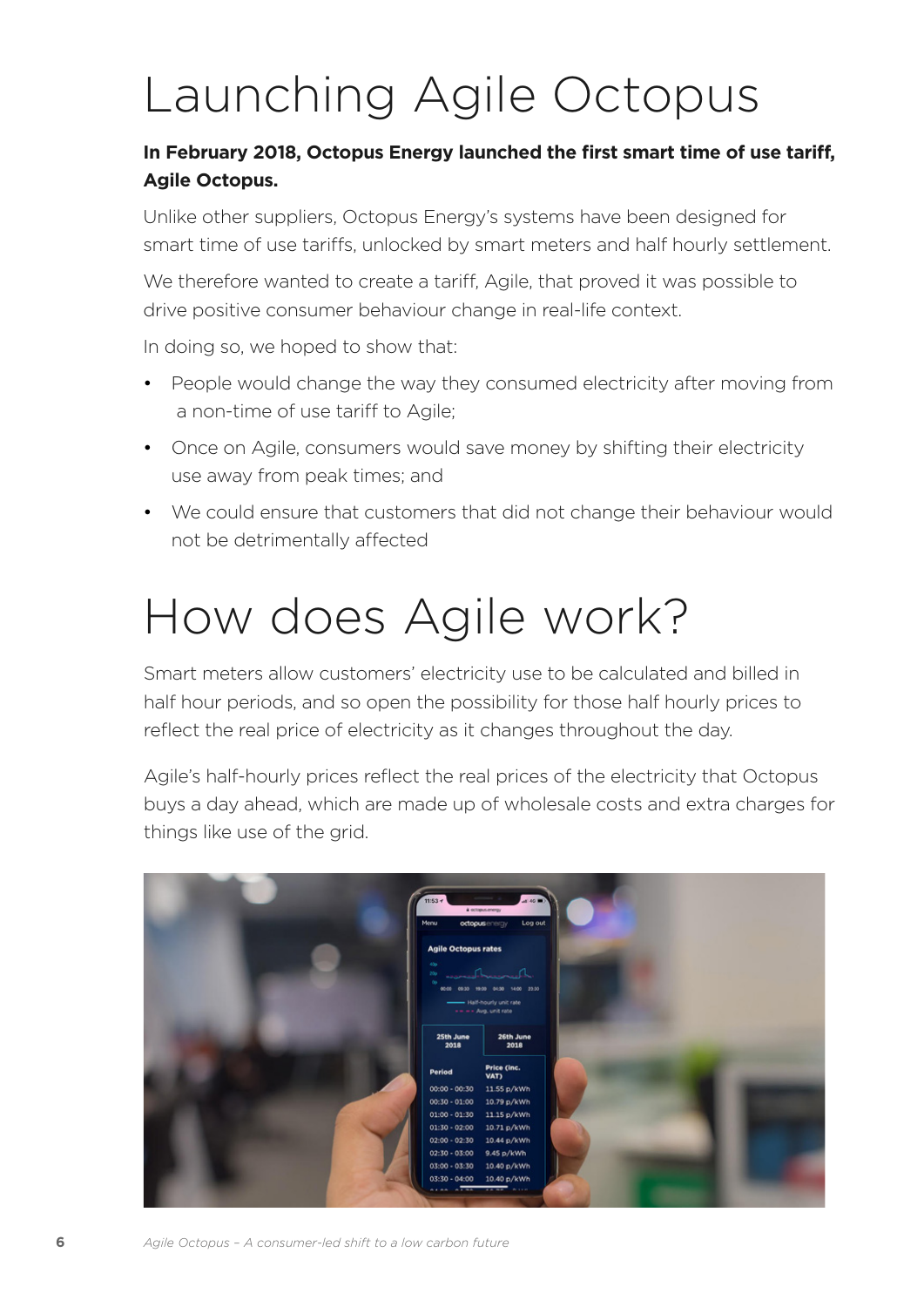# Launching Agile Octopus

**In February 2018, Octopus Energy launched the first smart time of use tariff, Agile Octopus.**

Unlike other suppliers, Octopus Energy's systems have been designed for smart time of use tariffs, unlocked by smart meters and half hourly settlement.

We therefore wanted to create a tariff, Agile, that proved it was possible to drive positive consumer behaviour change in real-life context.

In doing so, we hoped to show that:

- People would change the way they consumed electricity after moving from a non-time of use tariff to Agile;
- Once on Agile, consumers would save money by shifting their electricity use away from peak times; and
- We could ensure that customers that did not change their behaviour would not be detrimentally affected

# How does Agile work?

Smart meters allow customers' electricity use to be calculated and billed in half hour periods, and so open the possibility for those half hourly prices to reflect the real price of electricity as it changes throughout the day.

Agile's half-hourly prices reflect the real prices of the electricity that Octopus buys a day ahead, which are made up of wholesale costs and extra charges for things like use of the grid.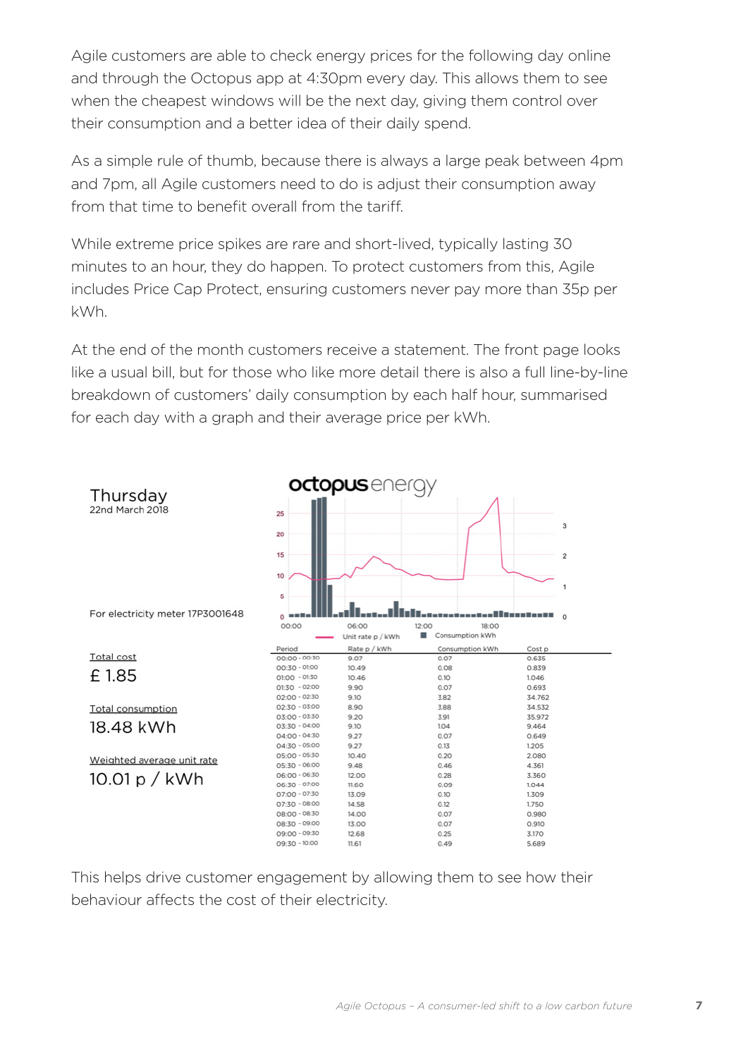Agile customers are able to check energy prices for the following day online and through the Octopus app at 4:30pm every day. This allows them to see when the cheapest windows will be the next day, giving them control over their consumption and a better idea of their daily spend.

As a simple rule of thumb, because there is always a large peak between 4pm and 7pm, all Agile customers need to do is adjust their consumption away from that time to benefit overall from the tariff.

While extreme price spikes are rare and short-lived, typically lasting 30 minutes to an hour, they do happen. To protect customers from this, Agile includes Price Cap Protect, ensuring customers never pay more than 35p per kWh.

At the end of the month customers receive a statement. The front page looks like a usual bill, but for those who like more detail there is also a full line-by-line breakdown of customers' daily consumption by each half hour, summarised for each day with a graph and their average price per kWh.

**Thursday**
22nd March 2018

For electricity meter 17P3001648

Total cost
£ 1.85

Total consumption
18.48 kWh

Weighted average unit rate
10.01 p / kWh

| Period | Rate p / kWh | Consumption kWh | Cost p |
|---|---|---|---|
| 00:00 - 00:30 | 9.07 | 0.07 | 0.635 |
| 00:30 - 01:00 | 10.49 | 0.08 | 0.839 |
| 01:00 - 01:30 | 10.46 | 0.10 | 1.046 |
| 01:30 - 02:00 | 9.90 | 0.07 | 0.693 |
| 02:00 - 02:30 | 9.10 | 3.82 | 34.762 |
| 02:30 - 03:00 | 8.90 | 3.88 | 34.532 |
| 03:00 - 03:30 | 9.20 | 3.91 | 35.972 |
| 03:30 - 04:00 | 9.10 | 1.04 | 9.464 |
| 04:00 - 04:30 | 9.27 | 0.07 | 0.649 |
| 04:30 - 05:00 | 9.27 | 0.13 | 1.205 |
| 05:00 - 05:30 | 10.40 | 0.20 | 2.080 |
| 05:30 - 06:00 | 9.48 | 0.46 | 4.361 |
| 06:00 - 06:30 | 12.00 | 0.28 | 3.360 |
| 06:30 - 07:00 | 11.60 | 0.09 | 1.044 |
| 07:00 - 07:30 | 13.09 | 0.10 | 1.309 |
| 07:30 - 08:00 | 14.58 | 0.12 | 1.750 |
| 08:00 - 08:30 | 14.00 | 0.07 | 0.980 |
| 08:30 - 09:00 | 13.00 | 0.07 | 0.910 |
| 09:00 - 09:30 | 12.68 | 0.25 | 3.170 |
| 09:30 - 10:00 | 11.61 | 0.49 | 5.689 |

This helps drive customer engagement by allowing them to see how their behaviour affects the cost of their electricity.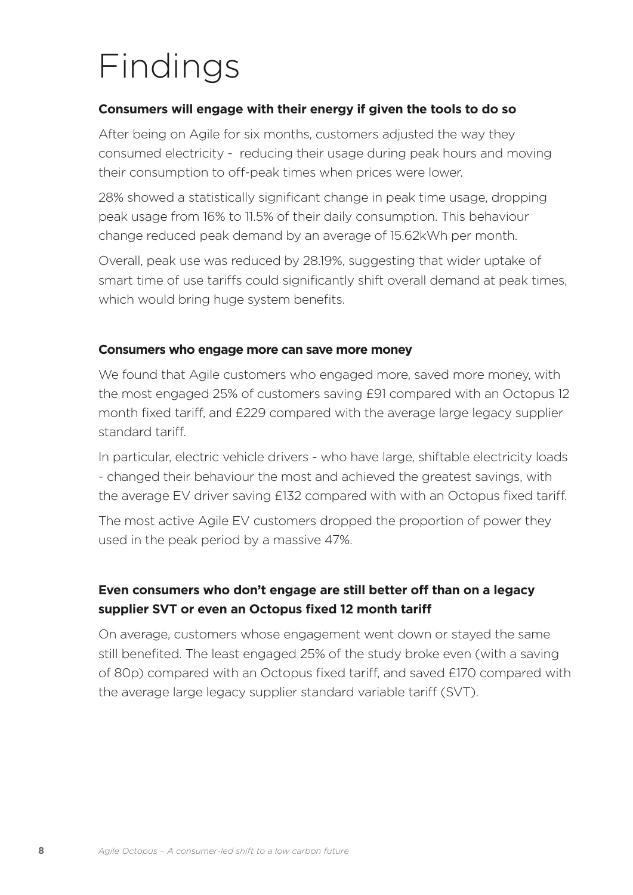# Findings

**Consumers will engage with their energy if given the tools to do so**

After being on Agile for six months, customers adjusted the way they consumed electricity - reducing their usage during peak hours and moving their consumption to off-peak times when prices were lower.

28% showed a statistically significant change in peak time usage, dropping peak usage from 16% to 11.5% of their daily consumption. This behaviour change reduced peak demand by an average of 15.62kWh per month.

Overall, peak use was reduced by 28.19%, suggesting that wider uptake of smart time of use tariffs could significantly shift overall demand at peak times, which would bring huge system benefits.

**Consumers who engage more can save more money**

We found that Agile customers who engaged more, saved more money, with the most engaged 25% of customers saving £91 compared with an Octopus 12 month fixed tariff, and £229 compared with the average large legacy supplier standard tariff.

In particular, electric vehicle drivers - who have large, shiftable electricity loads - changed their behaviour the most and achieved the greatest savings, with the average EV driver saving £132 compared with with an Octopus fixed tariff.

The most active Agile EV customers dropped the proportion of power they used in the peak period by a massive 47%.

**Even consumers who don't engage are still better off than on a legacy supplier SVT or even an Octopus fixed 12 month tariff**

On average, customers whose engagement went down or stayed the same still benefited. The least engaged 25% of the study broke even (with a saving of 80p) compared with an Octopus fixed tariff, and saved £170 compared with the average large legacy supplier standard variable tariff (SVT).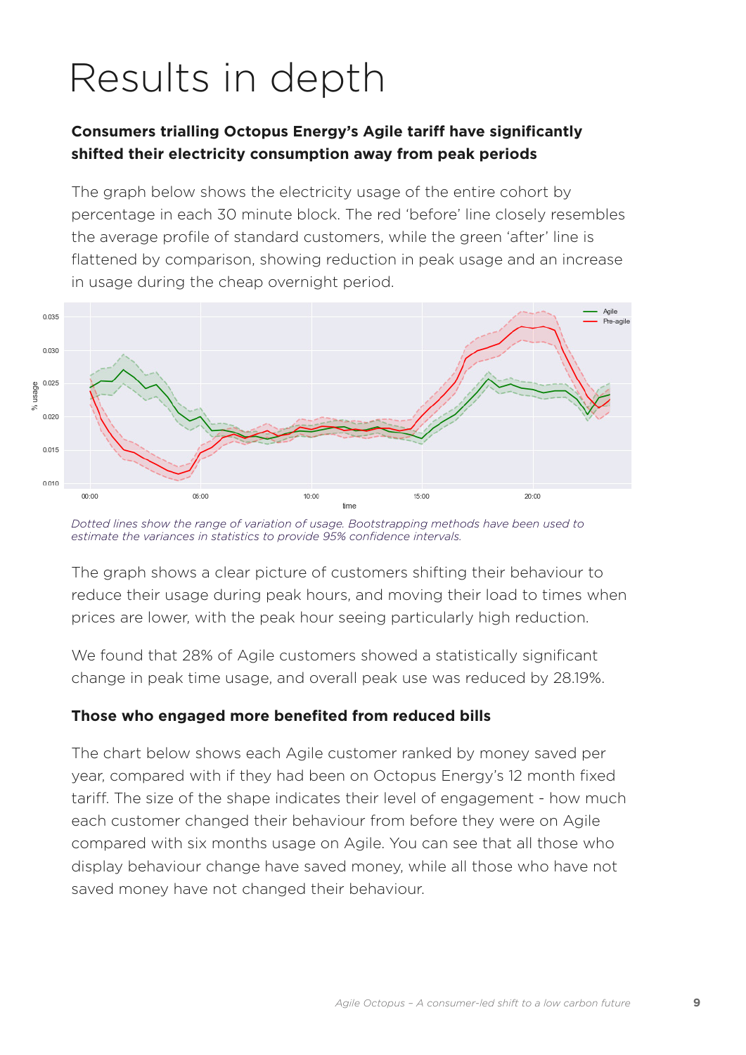# Results in depth

**Consumers trialling Octopus Energy's Agile tariff have significantly shifted their electricity consumption away from peak periods**

The graph below shows the electricity usage of the entire cohort by percentage in each 30 minute block. The red 'before' line closely resembles the average profile of standard customers, while the green 'after' line is flattened by comparison, showing reduction in peak usage and an increase in usage during the cheap overnight period.

*Dotted lines show the range of variation of usage. Bootstrapping methods have been used to estimate the variances in statistics to provide 95% confidence intervals.*

The graph shows a clear picture of customers shifting their behaviour to reduce their usage during peak hours, and moving their load to times when prices are lower, with the peak hour seeing particularly high reduction.

We found that 28% of Agile customers showed a statistically significant change in peak time usage, and overall peak use was reduced by 28.19%.

**Those who engaged more benefited from reduced bills**

The chart below shows each Agile customer ranked by money saved per year, compared with if they had been on Octopus Energy's 12 month fixed tariff. The size of the shape indicates their level of engagement - how much each customer changed their behaviour from before they were on Agile compared with six months usage on Agile. You can see that all those who display behaviour change have saved money, while all those who have not saved money have not changed their behaviour.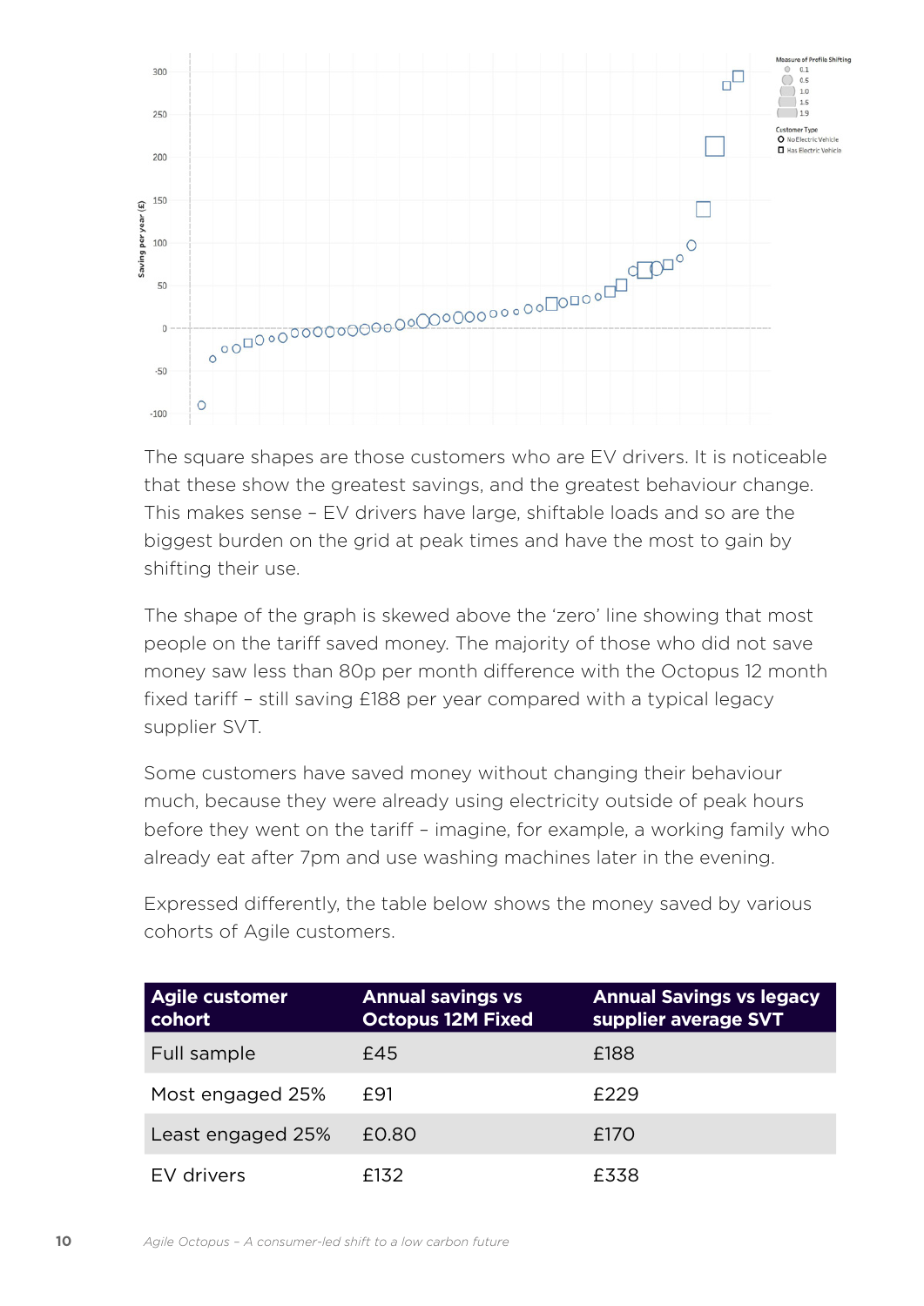The square shapes are those customers who are EV drivers. It is noticeable that these show the greatest savings, and the greatest behaviour change. This makes sense – EV drivers have large, shiftable loads and so are the biggest burden on the grid at peak times and have the most to gain by shifting their use.

The shape of the graph is skewed above the 'zero' line showing that most people on the tariff saved money. The majority of those who did not save money saw less than 80p per month difference with the Octopus 12 month fixed tariff – still saving £188 per year compared with a typical legacy supplier SVT.

Some customers have saved money without changing their behaviour much, because they were already using electricity outside of peak hours before they went on the tariff – imagine, for example, a working family who already eat after 7pm and use washing machines later in the evening.

Expressed differently, the table below shows the money saved by various cohorts of Agile customers.

| Agile customer cohort | Annual savings vs Octopus 12M Fixed | Annual Savings vs legacy supplier average SVT |
|---|---|---|
| Full sample | £45 | £188 |
| Most engaged 25% | £91 | £229 |
| Least engaged 25% | £0.80 | £170 |
| EV drivers | £132 | £338 |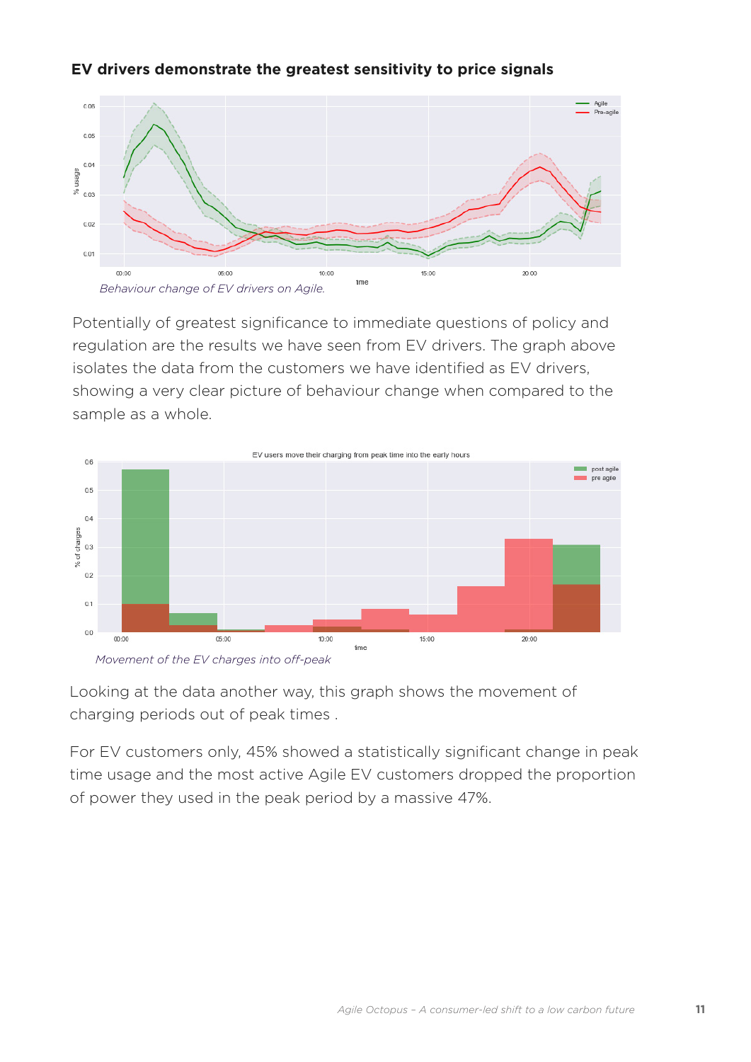**EV drivers demonstrate the greatest sensitivity to price signals**

*Behaviour change of EV drivers on Agile.*

Potentially of greatest significance to immediate questions of policy and regulation are the results we have seen from EV drivers. The graph above isolates the data from the customers we have identified as EV drivers, showing a very clear picture of behaviour change when compared to the sample as a whole.

*Movement of the EV charges into off-peak*

Looking at the data another way, this graph shows the movement of charging periods out of peak times .

For EV customers only, 45% showed a statistically significant change in peak time usage and the most active Agile EV customers dropped the proportion of power they used in the peak period by a massive 47%.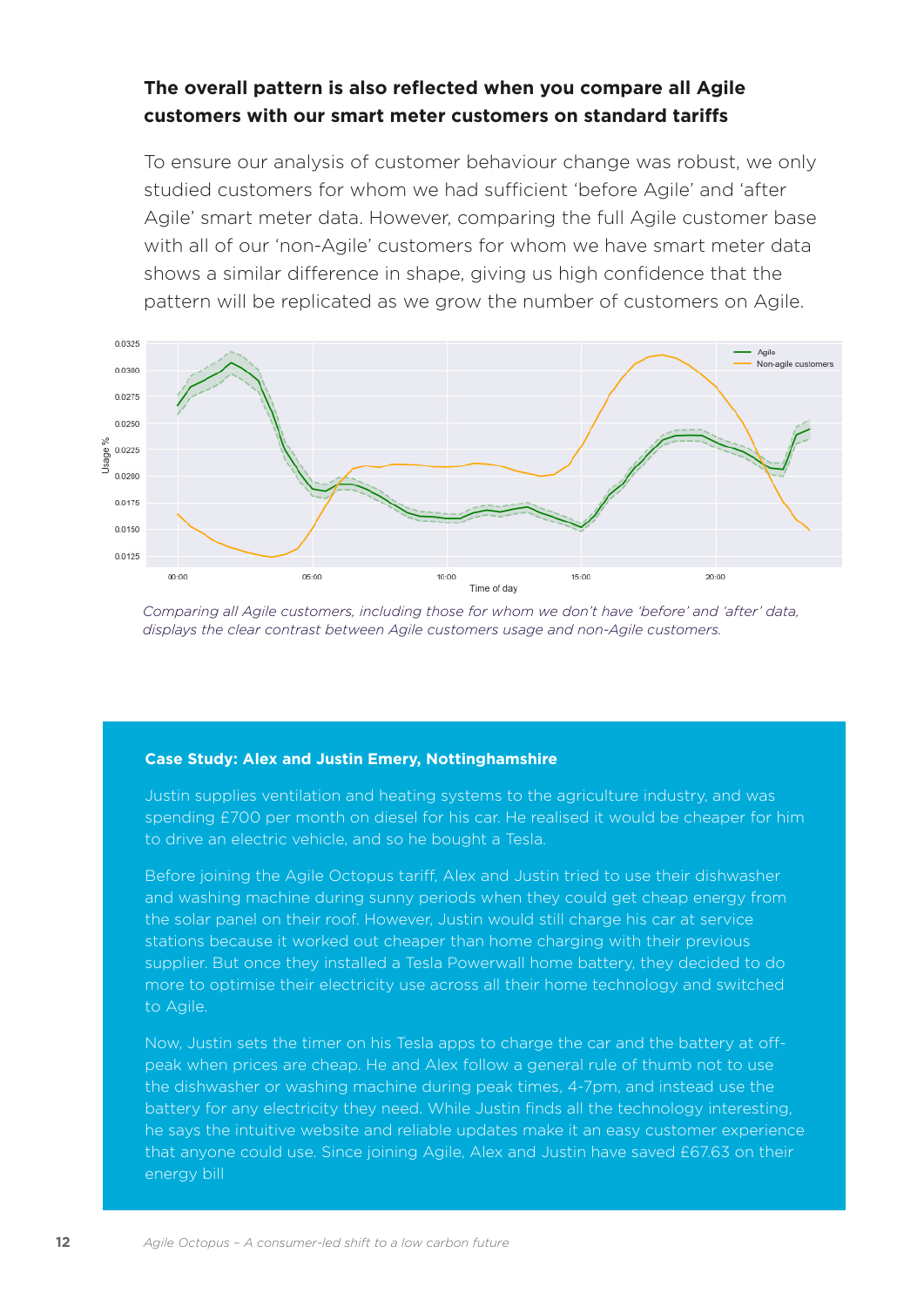**The overall pattern is also reflected when you compare all Agile customers with our smart meter customers on standard tariffs**

To ensure our analysis of customer behaviour change was robust, we only studied customers for whom we had sufficient 'before Agile' and 'after Agile' smart meter data. However, comparing the full Agile customer base with all of our 'non-Agile' customers for whom we have smart meter data shows a similar difference in shape, giving us high confidence that the pattern will be replicated as we grow the number of customers on Agile.

*Comparing all Agile customers, including those for whom we don't have 'before' and 'after' data, displays the clear contrast between Agile customers usage and non-Agile customers.*

**Case Study: Alex and Justin Emery, Nottinghamshire**

Justin supplies ventilation and heating systems to the agriculture industry, and was spending £700 per month on diesel for his car. He realised it would be cheaper for him to drive an electric vehicle, and so he bought a Tesla.

Before joining the Agile Octopus tariff, Alex and Justin tried to use their dishwasher and washing machine during sunny periods when they could get cheap energy from the solar panel on their roof. However, Justin would still charge his car at service stations because it worked out cheaper than home charging with their previous supplier. But once they installed a Tesla Powerwall home battery, they decided to do more to optimise their electricity use across all their home technology and switched to Agile.

Now, Justin sets the timer on his Tesla apps to charge the car and the battery at off-peak when prices are cheap. He and Alex follow a general rule of thumb not to use the dishwasher or washing machine during peak times, 4-7pm, and instead use the battery for any electricity they need. While Justin finds all the technology interesting, he says the intuitive website and reliable updates make it an easy customer experience that anyone could use. Since joining Agile, Alex and Justin have saved £67.63 on their energy bill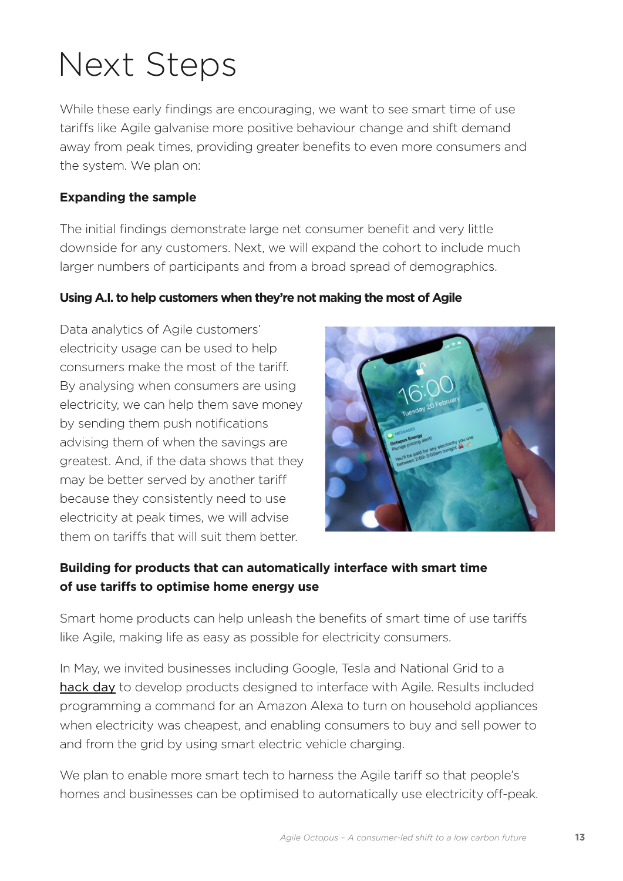# Next Steps

While these early findings are encouraging, we want to see smart time of use tariffs like Agile galvanise more positive behaviour change and shift demand away from peak times, providing greater benefits to even more consumers and the system. We plan on:

**Expanding the sample**

The initial findings demonstrate large net consumer benefit and very little downside for any customers. Next, we will expand the cohort to include much larger numbers of participants and from a broad spread of demographics.

**Using A.I. to help customers when they're not making the most of Agile**

Data analytics of Agile customers' electricity usage can be used to help consumers make the most of the tariff. By analysing when consumers are using electricity, we can help them save money by sending them push notifications advising them of when the savings are greatest. And, if the data shows that they may be better served by another tariff because they consistently need to use electricity at peak times, we will advise them on tariffs that will suit them better.

**Building for products that can automatically interface with smart time of use tariffs to optimise home energy use**

Smart home products can help unleash the benefits of smart time of use tariffs like Agile, making life as easy as possible for electricity consumers.

In May, we invited businesses including Google, Tesla and National Grid to a hack day to develop products designed to interface with Agile. Results included programming a command for an Amazon Alexa to turn on household appliances when electricity was cheapest, and enabling consumers to buy and sell power to and from the grid by using smart electric vehicle charging.

We plan to enable more smart tech to harness the Agile tariff so that people's homes and businesses can be optimised to automatically use electricity off-peak.